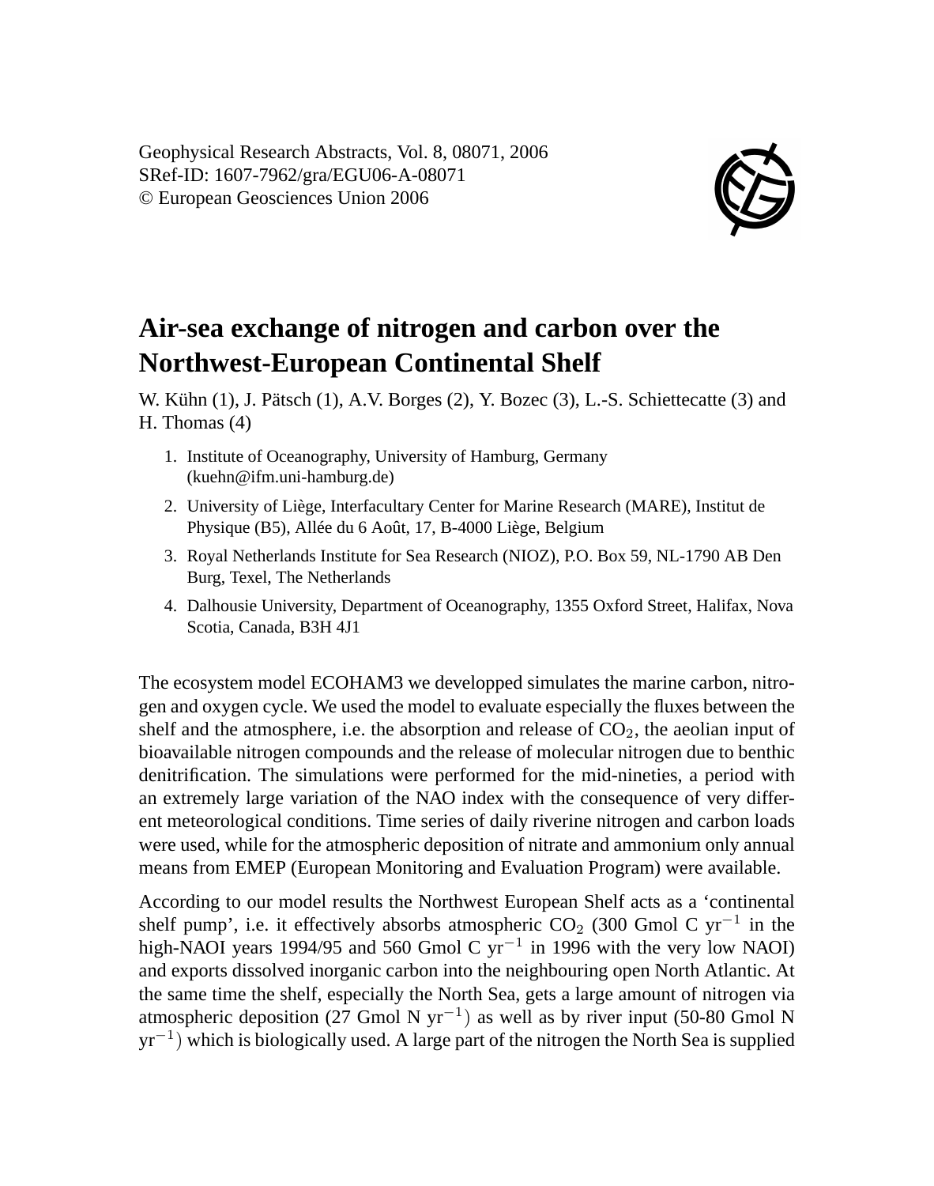Geophysical Research Abstracts, Vol. 8, 08071, 2006
SRef-ID: 1607-7962/gra/EGU06-A-08071
© European Geosciences Union 2006

# Air-sea exchange of nitrogen and carbon over the Northwest-European Continental Shelf

W. Kühn (1), J. Pätsch (1), A.V. Borges (2), Y. Bozec (3), L.-S. Schiettecatte (3) and H. Thomas (4)

1. Institute of Oceanography, University of Hamburg, Germany (kuehn@ifm.uni-hamburg.de)
2. University of Liège, Interfacultary Center for Marine Research (MARE), Institut de Physique (B5), Allée du 6 Août, 17, B-4000 Liège, Belgium
3. Royal Netherlands Institute for Sea Research (NIOZ), P.O. Box 59, NL-1790 AB Den Burg, Texel, The Netherlands
4. Dalhousie University, Department of Oceanography, 1355 Oxford Street, Halifax, Nova Scotia, Canada, B3H 4J1

The ecosystem model ECOHAM3 we developped simulates the marine carbon, nitrogen and oxygen cycle. We used the model to evaluate especially the fluxes between the shelf and the atmosphere, i.e. the absorption and release of $CO_2$, the aeolian input of bioavailable nitrogen compounds and the release of molecular nitrogen due to benthic denitrification. The simulations were performed for the mid-nineties, a period with an extremely large variation of the NAO index with the consequence of very different meteorological conditions. Time series of daily riverine nitrogen and carbon loads were used, while for the atmospheric deposition of nitrate and ammonium only annual means from EMEP (European Monitoring and Evaluation Program) were available.

According to our model results the Northwest European Shelf acts as a 'continental shelf pump', i.e. it effectively absorbs atmospheric $CO_2$ (300 Gmol C $yr^{-1}$ in the high-NAOI years 1994/95 and 560 Gmol C $yr^{-1}$ in 1996 with the very low NAOI) and exports dissolved inorganic carbon into the neighbouring open North Atlantic. At the same time the shelf, especially the North Sea, gets a large amount of nitrogen via atmospheric deposition (27 Gmol N $yr^{-1}$) as well as by river input (50-80 Gmol N $yr^{-1}$) which is biologically used. A large part of the nitrogen the North Sea is supplied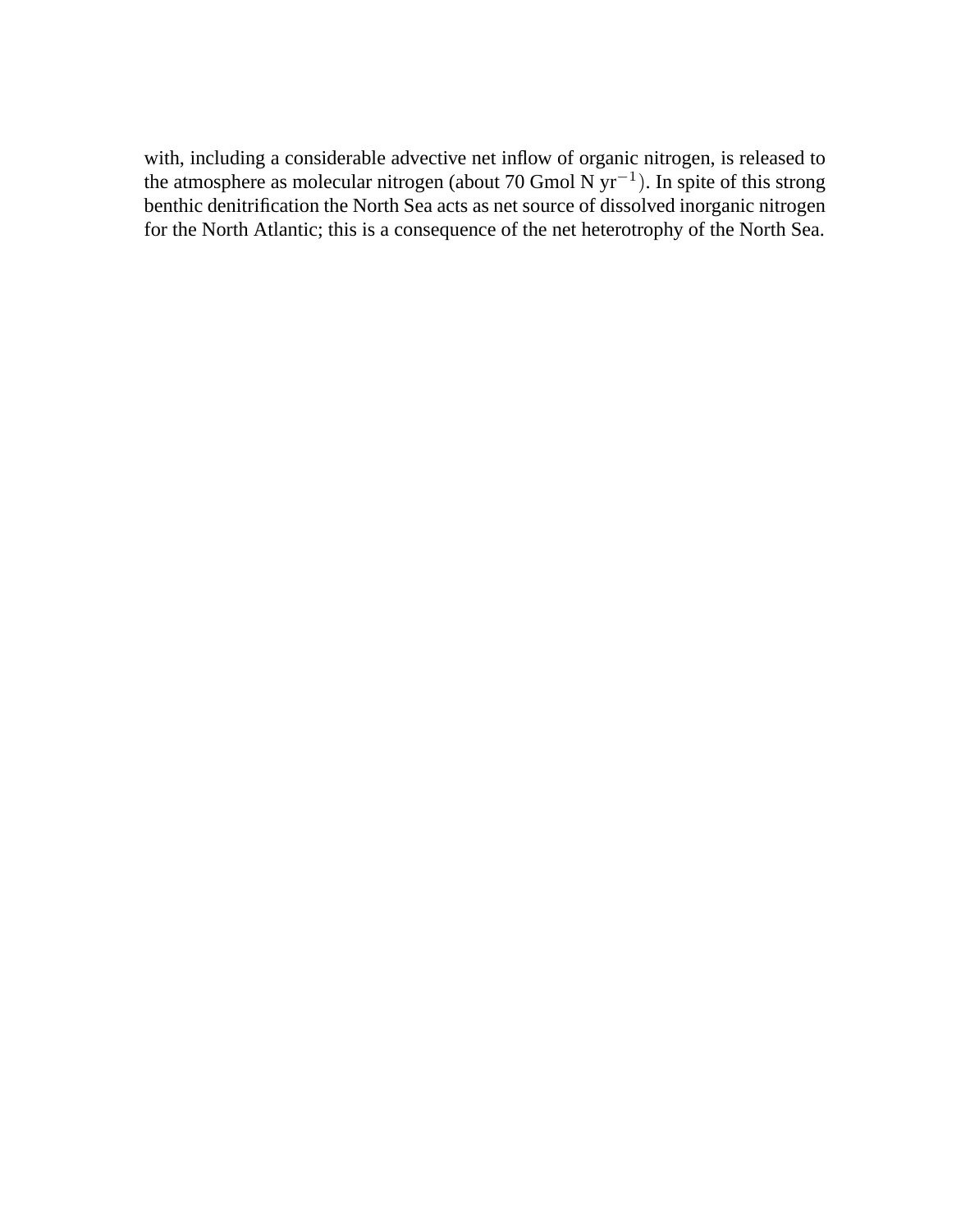with, including a considerable advective net inflow of organic nitrogen, is released to the atmosphere as molecular nitrogen (about 70 Gmol N $yr^{-1}$). In spite of this strong benthic denitrification the North Sea acts as net source of dissolved inorganic nitrogen for the North Atlantic; this is a consequence of the net heterotrophy of the North Sea.